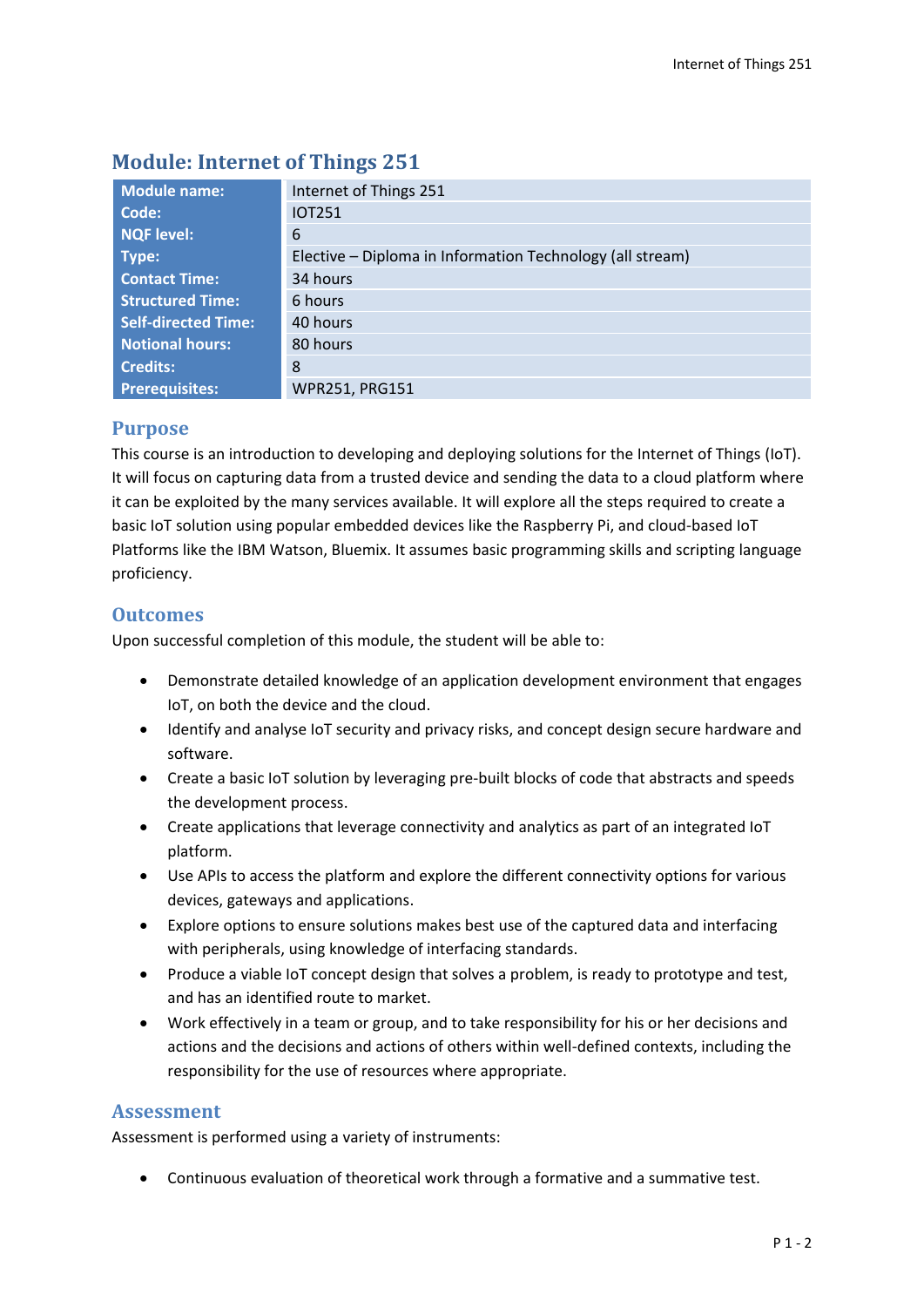## Module: Internet of Things 251

| Module name: | Internet of Things 251 |
|---|---|
| Code: | IOT251 |
| NQF level: | 6 |
| Type: | Elective – Diploma in Information Technology (all stream) |
| Contact Time: | 34 hours |
| Structured Time: | 6 hours |
| Self-directed Time: | 40 hours |
| Notional hours: | 80 hours |
| Credits: | 8 |
| Prerequisites: | WPR251, PRG151 |

### Purpose

This course is an introduction to developing and deploying solutions for the Internet of Things (IoT). It will focus on capturing data from a trusted device and sending the data to a cloud platform where it can be exploited by the many services available. It will explore all the steps required to create a basic IoT solution using popular embedded devices like the Raspberry Pi, and cloud-based IoT Platforms like the IBM Watson, Bluemix. It assumes basic programming skills and scripting language proficiency.

### Outcomes

Upon successful completion of this module, the student will be able to:

- Demonstrate detailed knowledge of an application development environment that engages IoT, on both the device and the cloud.
- Identify and analyse IoT security and privacy risks, and concept design secure hardware and software.
- Create a basic IoT solution by leveraging pre-built blocks of code that abstracts and speeds the development process.
- Create applications that leverage connectivity and analytics as part of an integrated IoT platform.
- Use APIs to access the platform and explore the different connectivity options for various devices, gateways and applications.
- Explore options to ensure solutions makes best use of the captured data and interfacing with peripherals, using knowledge of interfacing standards.
- Produce a viable IoT concept design that solves a problem, is ready to prototype and test, and has an identified route to market.
- Work effectively in a team or group, and to take responsibility for his or her decisions and actions and the decisions and actions of others within well-defined contexts, including the responsibility for the use of resources where appropriate.

### Assessment

Assessment is performed using a variety of instruments:

- Continuous evaluation of theoretical work through a formative and a summative test.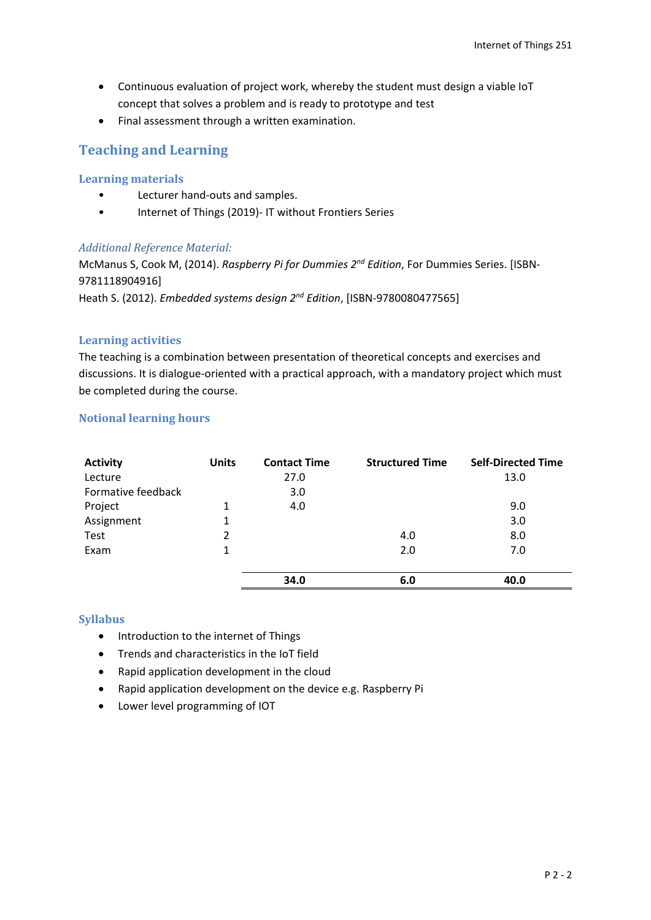- Continuous evaluation of project work, whereby the student must design a viable IoT concept that solves a problem and is ready to prototype and test
- Final assessment through a written examination.

## Teaching and Learning

### Learning materials

- Lecturer hand-outs and samples.
- Internet of Things (2019)- IT without Frontiers Series

*Additional Reference Material:*

McManus S, Cook M, (2014). *Raspberry Pi for Dummies 2nd Edition*, For Dummies Series. [ISBN-9781118904916]

Heath S. (2012). *Embedded systems design 2nd Edition*, [ISBN-9780080477565]

### Learning activities

The teaching is a combination between presentation of theoretical concepts and exercises and discussions. It is dialogue-oriented with a practical approach, with a mandatory project which must be completed during the course.

### Notional learning hours

| Activity | Units | Contact Time | Structured Time | Self-Directed Time |
|---|---|---|---|---|
| Lecture | | 27.0 | | 13.0 |
| Formative feedback | | 3.0 | | |
| Project | 1 | 4.0 | | 9.0 |
| Assignment | 1 | | | 3.0 |
| Test | 2 | | 4.0 | 8.0 |
| Exam | 1 | | 2.0 | 7.0 |
| | | **34.0** | **6.0** | **40.0** |

### Syllabus

- Introduction to the internet of Things
- Trends and characteristics in the IoT field
- Rapid application development in the cloud
- Rapid application development on the device e.g. Raspberry Pi
- Lower level programming of IOT